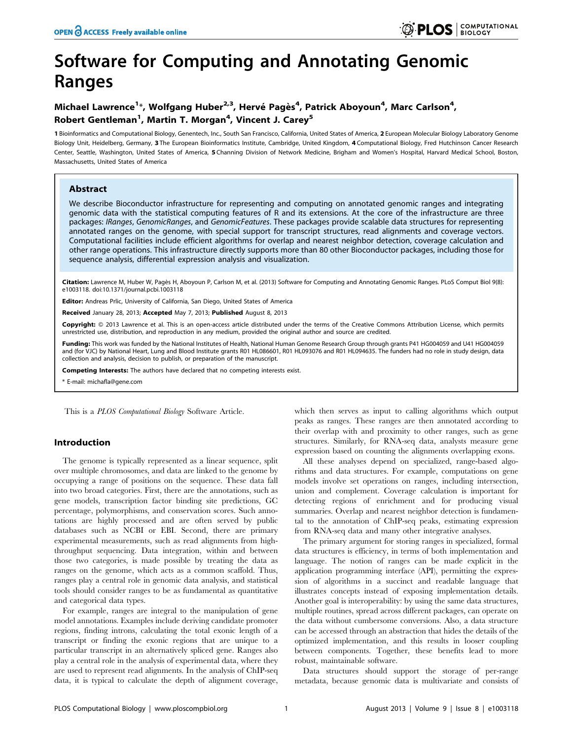# Software for Computing and Annotating Genomic Ranges

**Michael Lawrence[1]\*, Wolfgang Huber[2,3], Hervé Pagès[4], Patrick Aboyoun[4], Marc Carlson[4], Robert Gentleman[1], Martin T. Morgan[4], Vincent J. Carey[5]**

**1** Bioinformatics and Computational Biology, Genentech, Inc., South San Francisco, California, United States of America, **2** European Molecular Biology Laboratory Genome Biology Unit, Heidelberg, Germany, **3** The European Bioinformatics Institute, Cambridge, United Kingdom, **4** Computational Biology, Fred Hutchinson Cancer Research Center, Seattle, Washington, United States of America, **5** Channing Division of Network Medicine, Brigham and Women's Hospital, Harvard Medical School, Boston, Massachusetts, United States of America

## Abstract

We describe Bioconductor infrastructure for representing and computing on annotated genomic ranges and integrating genomic data with the statistical computing features of R and its extensions. At the core of the infrastructure are three packages: *IRanges*, *GenomicRanges*, and *GenomicFeatures*. These packages provide scalable data structures for representing annotated ranges on the genome, with special support for transcript structures, read alignments and coverage vectors. Computational facilities include efficient algorithms for overlap and nearest neighbor detection, coverage calculation and other range operations. This infrastructure directly supports more than 80 other Bioconductor packages, including those for sequence analysis, differential expression analysis and visualization.

**Citation:** Lawrence M, Huber W, Pagès H, Aboyoun P, Carlson M, et al. (2013) Software for Computing and Annotating Genomic Ranges. PLoS Comput Biol 9(8): e1003118. doi:10.1371/journal.pcbi.1003118

**Editor:** Andreas Prlic, University of California, San Diego, United States of America

**Received** January 28, 2013; **Accepted** May 7, 2013; **Published** August 8, 2013

**Copyright:** © 2013 Lawrence et al. This is an open-access article distributed under the terms of the Creative Commons Attribution License, which permits unrestricted use, distribution, and reproduction in any medium, provided the original author and source are credited.

**Funding:** This work was funded by the National Institutes of Health, National Human Genome Research Group through grants P41 HG004059 and U41 HG004059 and (for VJC) by National Heart, Lung and Blood Institute grants R01 HL086601, R01 HL093076 and R01 HL094635. The funders had no role in study design, data collection and analysis, decision to publish, or preparation of the manuscript.

**Competing Interests:** The authors have declared that no competing interests exist.

\* E-mail: michafla@gene.com

This is a *PLOS Computational Biology* Software Article.

## Introduction

The genome is typically represented as a linear sequence, split over multiple chromosomes, and data are linked to the genome by occupying a range of positions on the sequence. These data fall into two broad categories. First, there are the annotations, such as gene models, transcription factor binding site predictions, GC percentage, polymorphisms, and conservation scores. Such annotations are highly processed and are often served by public databases such as NCBI or EBI. Second, there are primary experimental measurements, such as read alignments from high-throughput sequencing. Data integration, within and between those two categories, is made possible by treating the data as ranges on the genome, which acts as a common scaffold. Thus, ranges play a central role in genomic data analysis, and statistical tools should consider ranges to be as fundamental as quantitative and categorical data types.

For example, ranges are integral to the manipulation of gene model annotations. Examples include deriving candidate promoter regions, finding introns, calculating the total exonic length of a transcript or finding the exonic regions that are unique to a particular transcript in an alternatively spliced gene. Ranges also play a central role in the analysis of experimental data, where they are used to represent read alignments. In the analysis of ChIP-seq data, it is typical to calculate the depth of alignment coverage, which then serves as input to calling algorithms which output peaks as ranges. These ranges are then annotated according to their overlap with and proximity to other ranges, such as gene structures. Similarly, for RNA-seq data, analysts measure gene expression based on counting the alignments overlapping exons.

All these analyses depend on specialized, range-based algorithms and data structures. For example, computations on gene models involve set operations on ranges, including intersection, union and complement. Coverage calculation is important for detecting regions of enrichment and for producing visual summaries. Overlap and nearest neighbor detection is fundamental to the annotation of ChIP-seq peaks, estimating expression from RNA-seq data and many other integrative analyses.

The primary argument for storing ranges in specialized, formal data structures is efficiency, in terms of both implementation and language. The notion of ranges can be made explicit in the application programming interface (API), permitting the expression of algorithms in a succinct and readable language that illustrates concepts instead of exposing implementation details. Another goal is interoperability: by using the same data structures, multiple routines, spread across different packages, can operate on the data without cumbersome conversions. Also, a data structure can be accessed through an abstraction that hides the details of the optimized implementation, and this results in looser coupling between components. Together, these benefits lead to more robust, maintainable software.

Data structures should support the storage of per-range metadata, because genomic data is multivariate and consists of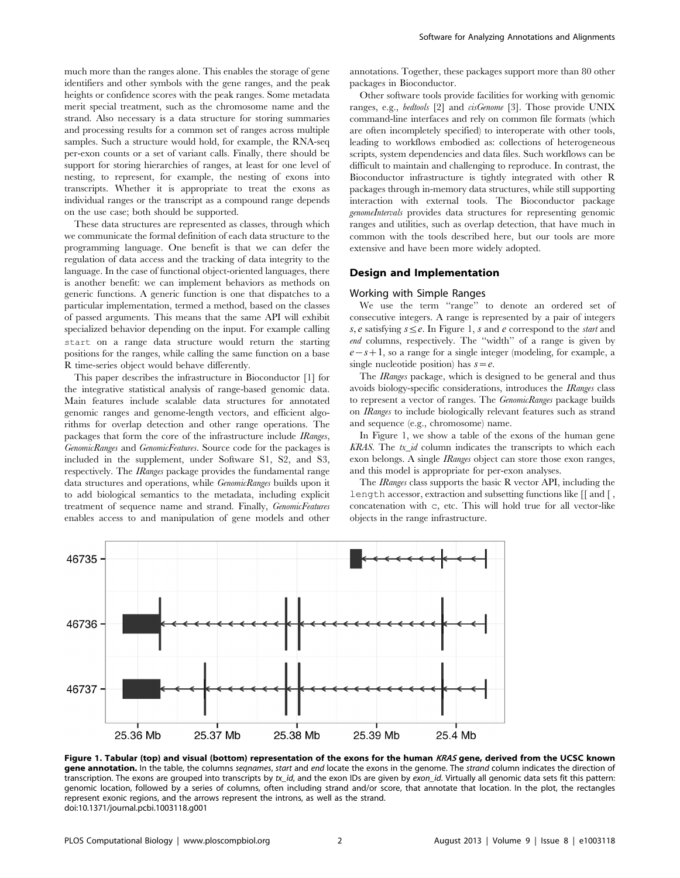much more than the ranges alone. This enables the storage of gene identifiers and other symbols with the gene ranges, and the peak heights or confidence scores with the peak ranges. Some metadata merit special treatment, such as the chromosome name and the strand. Also necessary is a data structure for storing summaries and processing results for a common set of ranges across multiple samples. Such a structure would hold, for example, the RNA-seq per-exon counts or a set of variant calls. Finally, there should be support for storing hierarchies of ranges, at least for one level of nesting, to represent, for example, the nesting of exons into transcripts. Whether it is appropriate to treat the exons as individual ranges or the transcript as a compound range depends on the use case; both should be supported.

These data structures are represented as classes, through which we communicate the formal definition of each data structure to the programming language. One benefit is that we can defer the regulation of data access and the tracking of data integrity to the language. In the case of functional object-oriented languages, there is another benefit: we can implement behaviors as methods on generic functions. A generic function is one that dispatches to a particular implementation, termed a method, based on the classes of passed arguments. This means that the same API will exhibit specialized behavior depending on the input. For example calling `start` on a range data structure would return the starting positions for the ranges, while calling the same function on a base R time-series object would behave differently.

This paper describes the infrastructure in Bioconductor [1] for the integrative statistical analysis of range-based genomic data. Main features include scalable data structures for annotated genomic ranges and genome-length vectors, and efficient algorithms for overlap detection and other range operations. The packages that form the core of the infrastructure include *IRanges*, *GenomicRanges* and *GenomicFeatures*. Source code for the packages is included in the supplement, under Software S1, S2, and S3, respectively. The *IRanges* package provides the fundamental range data structures and operations, while *GenomicRanges* builds upon it to add biological semantics to the metadata, including explicit treatment of sequence name and strand. Finally, *GenomicFeatures* enables access to and manipulation of gene models and other annotations. Together, these packages support more than 80 other packages in Bioconductor.

Other software tools provide facilities for working with genomic ranges, e.g., *bedtools* [2] and *cisGenome* [3]. Those provide UNIX command-line interfaces and rely on common file formats (which are often incompletely specified) to interoperate with other tools, leading to workflows embodied as: collections of heterogeneous scripts, system dependencies and data files. Such workflows can be difficult to maintain and challenging to reproduce. In contrast, the Bioconductor infrastructure is tightly integrated with other R packages through in-memory data structures, while still supporting interaction with external tools. The Bioconductor package *genomeIntervals* provides data structures for representing genomic ranges and utilities, such as overlap detection, that have much in common with the tools described here, but our tools are more extensive and have been more widely adopted.

## Design and Implementation

### Working with Simple Ranges

We use the term "range" to denote an ordered set of consecutive integers. A range is represented by a pair of integers $s, e$ satisfying $s \leq e$. In Figure 1, $s$ and $e$ correspond to the *start* and *end* columns, respectively. The "width" of a range is given by $e - s + 1$, so a range for a single integer (modeling, for example, a single nucleotide position) has $s = e$.

The *IRanges* package, which is designed to be general and thus avoids biology-specific considerations, introduces the *IRanges* class to represent a vector of ranges. The *GenomicRanges* package builds on *IRanges* to include biologically relevant features such as strand and sequence (e.g., chromosome) name.

In Figure 1, we show a table of the exons of the human gene *KRAS*. The *tx_id* column indicates the transcripts to which each exon belongs. A single *IRanges* object can store those exon ranges, and this model is appropriate for per-exon analyses.

The *IRanges* class supports the basic R vector API, including the `length` accessor, extraction and subsetting functions like [[ and [, concatenation with `c`, etc. This will hold true for all vector-like objects in the range infrastructure.

46735
46736
46737
25.36 Mb
25.37 Mb
25.38 Mb
25.39 Mb
25.4 Mb

**Figure 1. Tabular (top) and visual (bottom) representation of the exons for the human *KRAS* gene, derived from the UCSC known gene annotation.** In the table, the columns *seqnames*, *start* and *end* locate the exons in the genome. The *strand* column indicates the direction of transcription. The exons are grouped into transcripts by *tx_id*, and the exon IDs are given by *exon_id*. Virtually all genomic data sets fit this pattern: genomic location, followed by a series of columns, often including strand and/or score, that annotate that location. In the plot, the rectangles represent exonic regions, and the arrows represent the introns, as well as the strand.
doi:10.1371/journal.pcbi.1003118.g001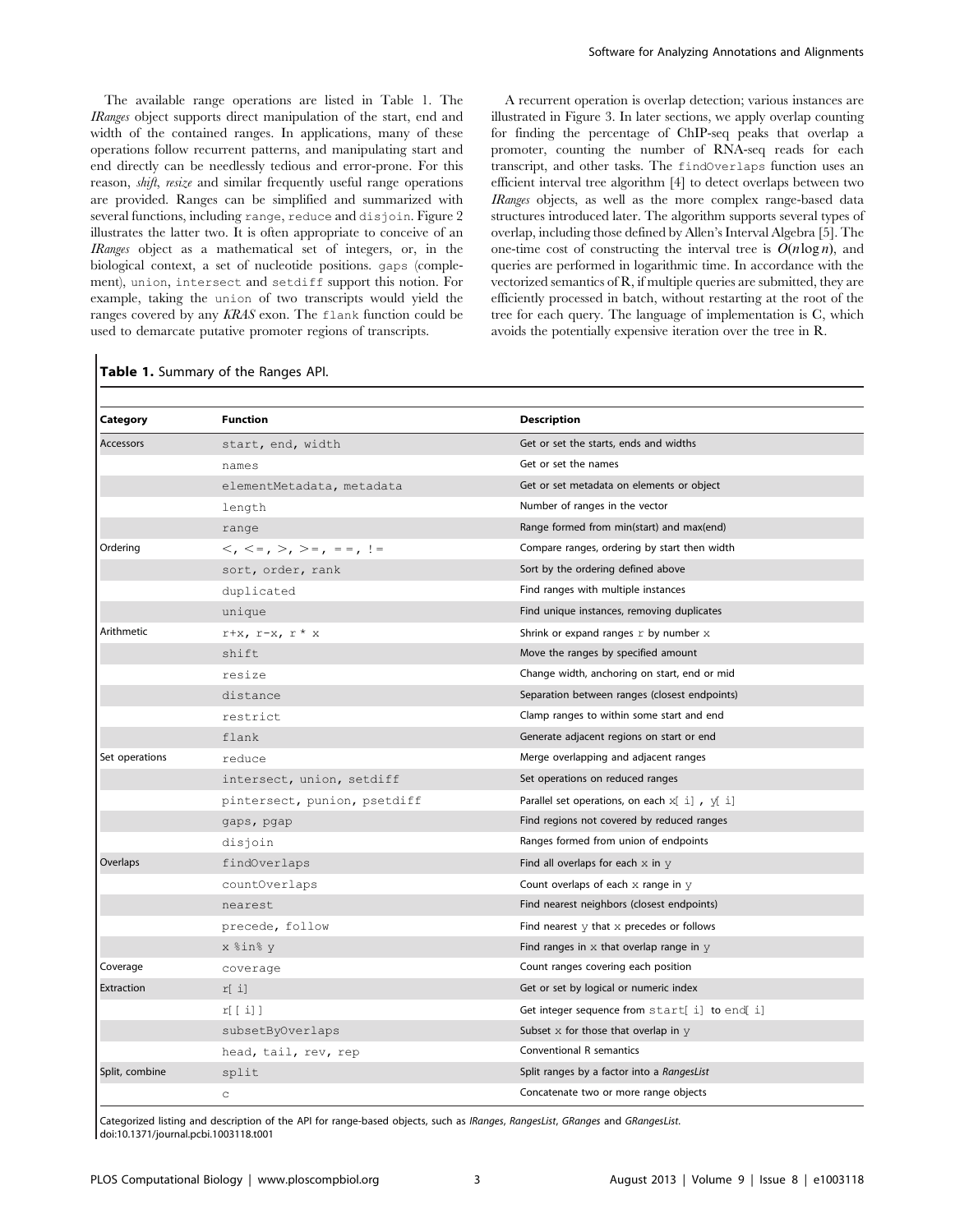The available range operations are listed in Table 1. The *IRanges* object supports direct manipulation of the start, end and width of the contained ranges. In applications, many of these operations follow recurrent patterns, and manipulating start and end directly can be needlessly tedious and error-prone. For this reason, *shift*, *resize* and similar frequently useful range operations are provided. Ranges can be simplified and summarized with several functions, including `range`, `reduce` and `disjoin`. Figure 2 illustrates the latter two. It is often appropriate to conceive of an *IRanges* object as a mathematical set of integers, or, in the biological context, a set of nucleotide positions. `gaps` (complement), `union`, `intersect` and `setdiff` support this notion. For example, taking the `union` of two transcripts would yield the ranges covered by any *KRAS* exon. The `flank` function could be used to demarcate putative promoter regions of transcripts.

A recurrent operation is overlap detection; various instances are illustrated in Figure 3. In later sections, we apply overlap counting for finding the percentage of ChIP-seq peaks that overlap a promoter, counting the number of RNA-seq reads for each transcript, and other tasks. The `findOverlaps` function uses an efficient interval tree algorithm [4] to detect overlaps between two *IRanges* objects, as well as the more complex range-based data structures introduced later. The algorithm supports several types of overlap, including those defined by Allen's Interval Algebra [5]. The one-time cost of constructing the interval tree is $O(n \log n)$, and queries are performed in logarithmic time. In accordance with the vectorized semantics of R, if multiple queries are submitted, they are efficiently processed in batch, without restarting at the root of the tree for each query. The language of implementation is C, which avoids the potentially expensive iteration over the tree in R.

**Table 1.** Summary of the Ranges API.

| Category | Function | Description |
|---|---|---|
| Accessors | `start, end, width` | Get or set the starts, ends and widths |
| | `names` | Get or set the names |
| | `elementMetadata, metadata` | Get or set metadata on elements or object |
| | `length` | Number of ranges in the vector |
| | `range` | Range formed from min(start) and max(end) |
| Ordering | `<, <=, >, >=, ==, !=` | Compare ranges, ordering by start then width |
| | `sort, order, rank` | Sort by the ordering defined above |
| | `duplicated` | Find ranges with multiple instances |
| | `unique` | Find unique instances, removing duplicates |
| Arithmetic | `r+x, r-x, r * x` | Shrink or expand ranges `r` by number `x` |
| | `shift` | Move the ranges by specified amount |
| | `resize` | Change width, anchoring on start, end or mid |
| | `distance` | Separation between ranges (closest endpoints) |
| | `restrict` | Clamp ranges to within some start and end |
| | `flank` | Generate adjacent regions on start or end |
| Set operations | `reduce` | Merge overlapping and adjacent ranges |
| | `intersect, union, setdiff` | Set operations on reduced ranges |
| | `pintersect, punion, psetdiff` | Parallel set operations, on each `x[i]`, `y[i]` |
| | `gaps, pgap` | Find regions not covered by reduced ranges |
| | `disjoin` | Ranges formed from union of endpoints |
| Overlaps | `findOverlaps` | Find all overlaps for each `x` in `y` |
| | `countOverlaps` | Count overlaps of each `x` range in `y` |
| | `nearest` | Find nearest neighbors (closest endpoints) |
| | `precede, follow` | Find nearest `y` that `x` precedes or follows |
| | `x %in% y` | Find ranges in `x` that overlap range in `y` |
| Coverage | `coverage` | Count ranges covering each position |
| Extraction | `r[i]` | Get or set by logical or numeric index |
| | `r[[i]]` | Get integer sequence from `start[i]` to `end[i]` |
| | `subsetByOverlaps` | Subset `x` for those that overlap in `y` |
| | `head, tail, rev, rep` | Conventional R semantics |
| Split, combine | `split` | Split ranges by a factor into a *RangesList* |
| | `c` | Concatenate two or more range objects |

Categorized listing and description of the API for range-based objects, such as *IRanges*, *RangesList*, *GRanges* and *GRangesList*.
doi:10.1371/journal.pcbi.1003118.t001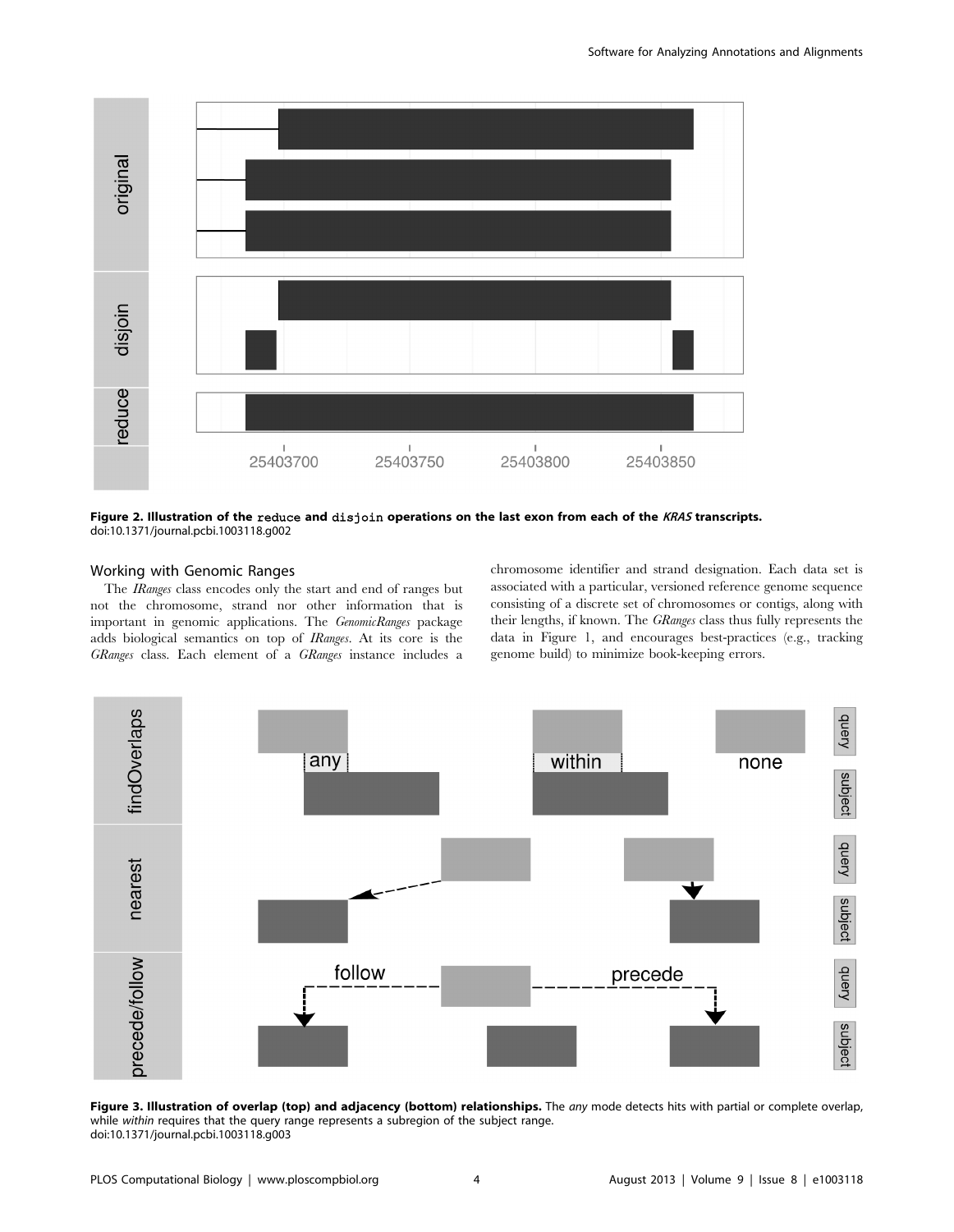Figure 2. Illustration of the reduce and disjoin operations on the last exon from each of the *KRAS* transcripts.
doi:10.1371/journal.pcbi.1003118.g002

## Working with Genomic Ranges

The *IRanges* class encodes only the start and end of ranges but not the chromosome, strand nor other information that is important in genomic applications. The *GenomicRanges* package adds biological semantics on top of *IRanges*. At its core is the *GRanges* class. Each element of a *GRanges* instance includes a chromosome identifier and strand designation. Each data set is associated with a particular, versioned reference genome sequence consisting of a discrete set of chromosomes or contigs, along with their lengths, if known. The *GRanges* class thus fully represents the data in Figure 1, and encourages best-practices (e.g., tracking genome build) to minimize book-keeping errors.

**Figure 3. Illustration of overlap (top) and adjacency (bottom) relationships.** The *any* mode detects hits with partial or complete overlap, while *within* requires that the query range represents a subregion of the subject range.
doi:10.1371/journal.pcbi.1003118.g003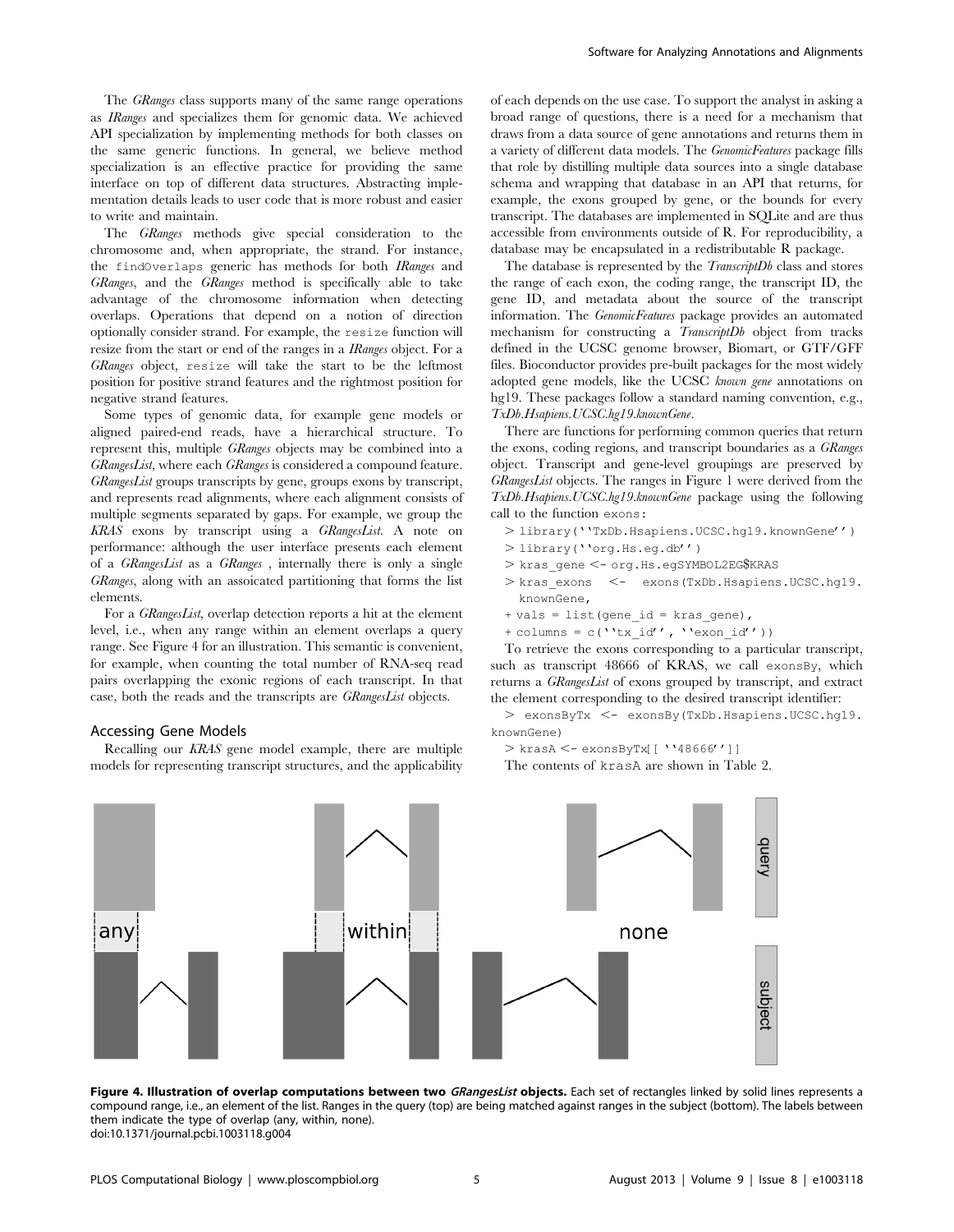The *GRanges* class supports many of the same range operations as *IRanges* and specializes them for genomic data. We achieved API specialization by implementing methods for both classes on the same generic functions. In general, we believe method specialization is an effective practice for providing the same interface on top of different data structures. Abstracting implementation details leads to user code that is more robust and easier to write and maintain.

The *GRanges* methods give special consideration to the chromosome and, when appropriate, the strand. For instance, the `findOverlaps` generic has methods for both *IRanges* and *GRanges*, and the *GRanges* method is specifically able to take advantage of the chromosome information when detecting overlaps. Operations that depend on a notion of direction optionally consider strand. For example, the `resize` function will resize from the start or end of the ranges in a *IRanges* object. For a *GRanges* object, `resize` will take the start to be the leftmost position for positive strand features and the rightmost position for negative strand features.

Some types of genomic data, for example gene models or aligned paired-end reads, have a hierarchical structure. To represent this, multiple *GRanges* objects may be combined into a *GRangesList*, where each *GRanges* is considered a compound feature. *GRangesList* groups transcripts by gene, groups exons by transcript, and represents read alignments, where each alignment consists of multiple segments separated by gaps. For example, we group the *KRAS* exons by transcript using a *GRangesList*. A note on performance: although the user interface presents each element of a *GRangesList* as a *GRanges* , internally there is only a single *GRanges*, along with an assoicated partitioning that forms the list elements.

For a *GRangesList*, overlap detection reports a hit at the element level, i.e., when any range within an element overlaps a query range. See Figure 4 for an illustration. This semantic is convenient, for example, when counting the total number of RNA-seq read pairs overlapping the exonic regions of each transcript. In that case, both the reads and the transcripts are *GRangesList* objects.

## Accessing Gene Models

Recalling our *KRAS* gene model example, there are multiple models for representing transcript structures, and the applicability of each depends on the use case. To support the analyst in asking a broad range of questions, there is a need for a mechanism that draws from a data source of gene annotations and returns them in a variety of different data models. The *GenomicFeatures* package fills that role by distilling multiple data sources into a single database schema and wrapping that database in an API that returns, for example, the exons grouped by gene, or the bounds for every transcript. The databases are implemented in SQLite and are thus accessible from environments outside of R. For reproducibility, a database may be encapsulated in a redistributable R package.

The database is represented by the *TranscriptDb* class and stores the range of each exon, the coding range, the transcript ID, the gene ID, and metadata about the source of the transcript information. The *GenomicFeatures* package provides an automated mechanism for constructing a *TranscriptDb* object from tracks defined in the UCSC genome browser, Biomart, or GTF/GFF files. Bioconductor provides pre-built packages for the most widely adopted gene models, like the UCSC *known gene* annotations on hg19. These packages follow a standard naming convention, e.g., *TxDb.Hsapiens.UCSC.hg19.knownGene*.

There are functions for performing common queries that return the exons, coding regions, and transcript boundaries as a *GRanges* object. Transcript and gene-level groupings are preserved by *GRangesList* objects. The ranges in Figure 1 were derived from the *TxDb.Hsapiens.UCSC.hg19.knownGene* package using the following call to the function `exons`:

```
> library(''TxDb.Hsapiens.UCSC.hg19.knownGene'')
> library(''org.Hs.eg.db'')
> kras_gene <- org.Hs.egSYMBOL2EG$KRAS
> kras_exons  <-  exons(TxDb.Hsapiens.UCSC.hg19.
  knownGene,
+ vals = list(gene_id = kras_gene),
+ columns = c(''tx_id'', ''exon_id''))
```

To retrieve the exons corresponding to a particular transcript, such as transcript 48666 of KRAS, we call `exonsBy`, which returns a *GRangesList* of exons grouped by transcript, and extract the element corresponding to the desired transcript identifier:

```
> exonsByTx <- exonsBy(TxDb.Hsapiens.UCSC.hg19.
knownGene)
> krasA <- exonsByTx[[''48666'']]
```

The contents of `krasA` are shown in Table 2.

any

within

none

query

subject

**Figure 4. Illustration of overlap computations between two *GRangesList* objects.** Each set of rectangles linked by solid lines represents a compound range, i.e., an element of the list. Ranges in the query (top) are being matched against ranges in the subject (bottom). The labels between them indicate the type of overlap (any, within, none).
doi:10.1371/journal.pcbi.1003118.g004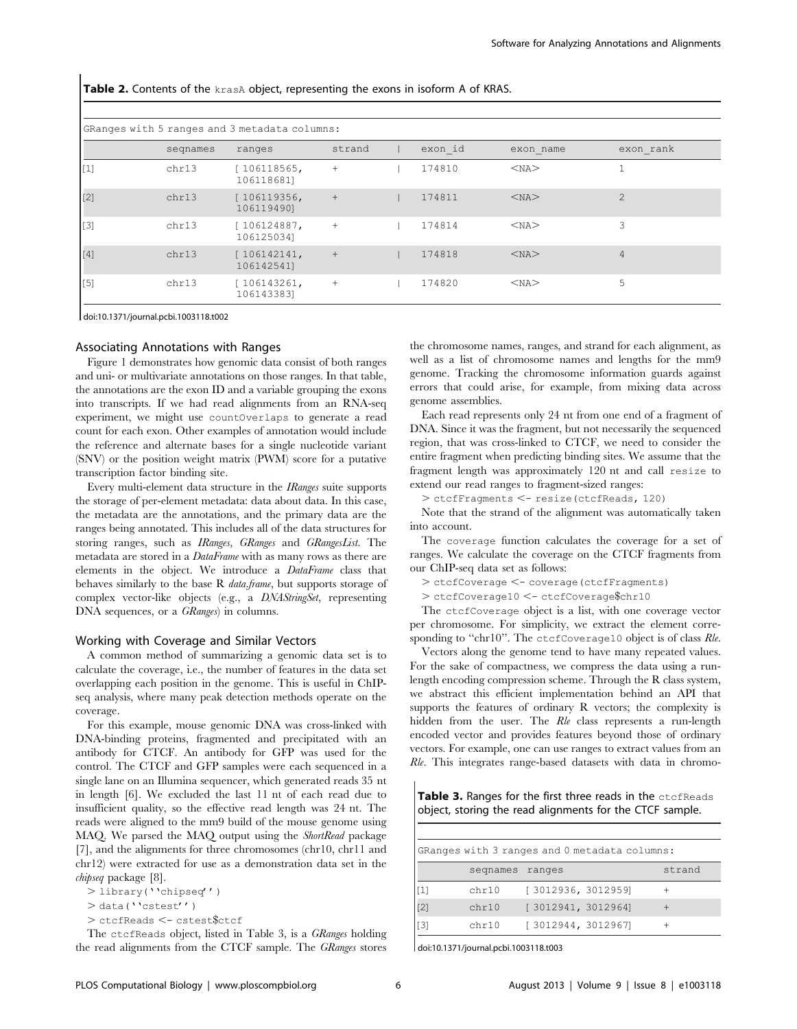**Table 2.** Contents of the `krasA` object, representing the exons in isoform A of KRAS.

GRanges with 5 ranges and 3 metadata columns:

| | seqnames | ranges | strand | \| | exon_id | exon_name | exon_rank |
|---|---|---|---|---|---|---|---|
| [1] | chr13 | [106118565, 106118681] | + | \| | 174810 | <NA> | 1 |
| [2] | chr13 | [106119356, 106119490] | + | \| | 174811 | <NA> | 2 |
| [3] | chr13 | [106124887, 106125034] | + | \| | 174814 | <NA> | 3 |
| [4] | chr13 | [106142141, 106142541] | + | \| | 174818 | <NA> | 4 |
| [5] | chr13 | [106143261, 106143383] | + | \| | 174820 | <NA> | 5 |

doi:10.1371/journal.pcbi.1003118.t002

### Associating Annotations with Ranges

Figure 1 demonstrates how genomic data consist of both ranges and uni- or multivariate annotations on those ranges. In that table, the annotations are the exon ID and a variable grouping the exons into transcripts. If we had read alignments from an RNA-seq experiment, we might use `countOverlaps` to generate a read count for each exon. Other examples of annotation would include the reference and alternate bases for a single nucleotide variant (SNV) or the position weight matrix (PWM) score for a putative transcription factor binding site.

Every multi-element data structure in the *IRanges* suite supports the storage of per-element metadata: data about data. In this case, the metadata are the annotations, and the primary data are the ranges being annotated. This includes all of the data structures for storing ranges, such as *IRanges*, *GRanges* and *GRangesList*. The metadata are stored in a *DataFrame* with as many rows as there are elements in the object. We introduce a *DataFrame* class that behaves similarly to the base R *data.frame*, but supports storage of complex vector-like objects (e.g., a *DNAStringSet*, representing DNA sequences, or a *GRanges*) in columns.

### Working with Coverage and Similar Vectors

A common method of summarizing a genomic data set is to calculate the coverage, i.e., the number of features in the data set overlapping each position in the genome. This is useful in ChIP-seq analysis, where many peak detection methods operate on the coverage.

For this example, mouse genomic DNA was cross-linked with DNA-binding proteins, fragmented and precipitated with an antibody for CTCF. An antibody for GFP was used for the control. The CTCF and GFP samples were each sequenced in a single lane on an Illumina sequencer, which generated reads 35 nt in length [6]. We excluded the last 11 nt of each read due to insufficient quality, so the effective read length was 24 nt. The reads were aligned to the mm9 build of the mouse genome using MAQ. We parsed the MAQ output using the *ShortRead* package [7], and the alignments for three chromosomes (chr10, chr11 and chr12) were extracted for use as a demonstration data set in the *chipseq* package [8].

```
> library(''chipseq'')
> data(''cstest'')
> ctcfReads <- cstest$ctcf
```

The `ctcfReads` object, listed in Table 3, is a *GRanges* holding the read alignments from the CTCF sample. The *GRanges* stores the chromosome names, ranges, and strand for each alignment, as well as a list of chromosome names and lengths for the mm9 genome. Tracking the chromosome information guards against errors that could arise, for example, from mixing data across genome assemblies.

Each read represents only 24 nt from one end of a fragment of DNA. Since it was the fragment, but not necessarily the sequenced region, that was cross-linked to CTCF, we need to consider the entire fragment when predicting binding sites. We assume that the fragment length was approximately 120 nt and call `resize` to extend our read ranges to fragment-sized ranges:

```
> ctcfFragments <- resize(ctcfReads, 120)
```

Note that the strand of the alignment was automatically taken into account.

The `coverage` function calculates the coverage for a set of ranges. We calculate the coverage on the CTCF fragments from our ChIP-seq data set as follows:

```
> ctcfCoverage <- coverage(ctcfFragments)
> ctcfCoverage10 <- ctcfCoverage$chr10
```

The `ctcfCoverage` object is a list, with one coverage vector per chromosome. For simplicity, we extract the element corresponding to "chr10". The `ctcfCoverage10` object is of class *Rle*.

Vectors along the genome tend to have many repeated values. For the sake of compactness, we compress the data using a run-length encoding compression scheme. Through the R class system, we abstract this efficient implementation behind an API that supports the features of ordinary R vectors; the complexity is hidden from the user. The *Rle* class represents a run-length encoded vector and provides features beyond those of ordinary vectors. For example, one can use ranges to extract values from an *Rle*. This integrates range-based datasets with data in chromo-

**Table 3.** Ranges for the first three reads in the `ctcfReads` object, storing the read alignments for the CTCF sample.

GRanges with 3 ranges and 0 metadata columns:

| | seqnames | ranges | strand |
|---|---|---|---|
| [1] | chr10 | [3012936, 3012959] | + |
| [2] | chr10 | [3012941, 3012964] | + |
| [3] | chr10 | [3012944, 3012967] | + |

doi:10.1371/journal.pcbi.1003118.t003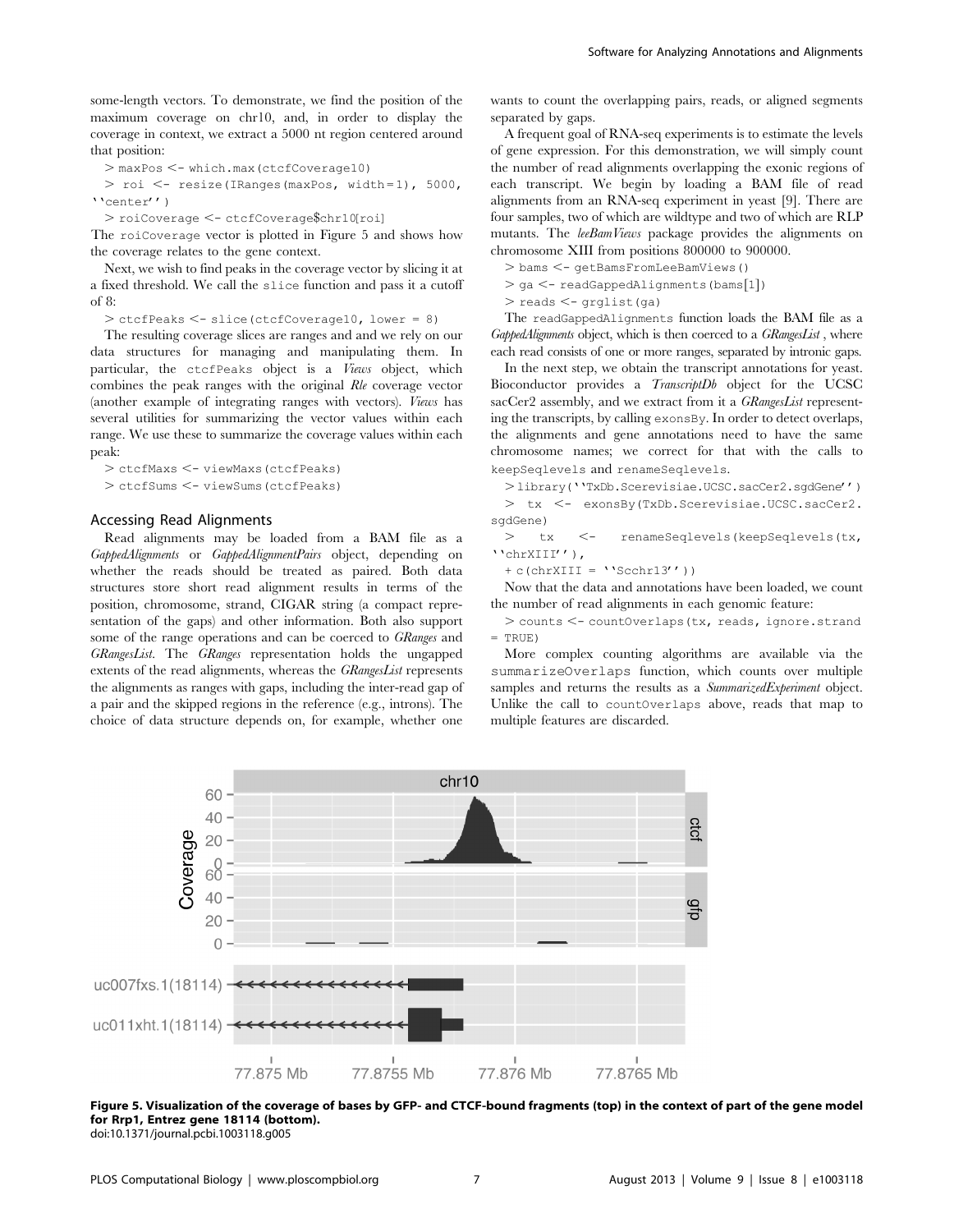some-length vectors. To demonstrate, we find the position of the maximum coverage on chr10, and, in order to display the coverage in context, we extract a 5000 nt region centered around that position:

```
> maxPos <- which.max(ctcfCoverage10)
> roi <- resize(IRanges(maxPos, width=1), 5000, ''center'')
> roiCoverage <- ctcfCoverage$chr10[roi]
```

The `roiCoverage` vector is plotted in Figure 5 and shows how the coverage relates to the gene context.

Next, we wish to find peaks in the coverage vector by slicing it at a fixed threshold. We call the `slice` function and pass it a cutoff of 8:

```
> ctcfPeaks <- slice(ctcfCoverage10, lower = 8)
```

The resulting coverage slices are ranges and and we rely on our data structures for managing and manipulating them. In particular, the `ctcfPeaks` object is a *Views* object, which combines the peak ranges with the original *Rle* coverage vector (another example of integrating ranges with vectors). *Views* has several utilities for summarizing the vector values within each range. We use these to summarize the coverage values within each peak:

```
> ctcfMaxs <- viewMaxs(ctcfPeaks)
> ctcfSums <- viewSums(ctcfPeaks)
```

## Accessing Read Alignments

Read alignments may be loaded from a BAM file as a *GappedAlignments* or *GappedAlignmentPairs* object, depending on whether the reads should be treated as paired. Both data structures store short read alignment results in terms of the position, chromosome, strand, CIGAR string (a compact representation of the gaps) and other information. Both also support some of the range operations and can be coerced to *GRanges* and *GRangesList*. The *GRanges* representation holds the ungapped extents of the read alignments, whereas the *GRangesList* represents the alignments as ranges with gaps, including the inter-read gap of a pair and the skipped regions in the reference (e.g., introns). The choice of data structure depends on, for example, whether one wants to count the overlapping pairs, reads, or aligned segments separated by gaps.

A frequent goal of RNA-seq experiments is to estimate the levels of gene expression. For this demonstration, we will simply count the number of read alignments overlapping the exonic regions of each transcript. We begin by loading a BAM file of read alignments from an RNA-seq experiment in yeast [9]. There are four samples, two of which are wildtype and two of which are RLP mutants. The *leeBamViews* package provides the alignments on chromosome XIII from positions 800000 to 900000.

```
> bams <- getBamsFromLeeBamViews()
> ga <- readGappedAlignments(bams[1])
> reads <- grglist(ga)
```

The `readGappedAlignments` function loads the BAM file as a *GappedAlignments* object, which is then coerced to a *GRangesList* , where each read consists of one or more ranges, separated by intronic gaps.

In the next step, we obtain the transcript annotations for yeast. Bioconductor provides a *TranscriptDb* object for the UCSC sacCer2 assembly, and we extract from it a *GRangesList* representing the transcripts, by calling `exonsBy`. In order to detect overlaps, the alignments and gene annotations need to have the same chromosome names; we correct for that with the calls to `keepSeqlevels` and `renameSeqlevels`.

```
> library(''TxDb.Scerevisiae.UCSC.sacCer2.sgdGene'')
> tx <- exonsBy(TxDb.Scerevisiae.UCSC.sacCer2.sgdGene)
> tx <- renameSeqlevels(keepSeqlevels(tx, ''chrXIII''),
+ c(chrXIII = ''Scchr13''))
```

Now that the data and annotations have been loaded, we count the number of read alignments in each genomic feature:

```
> counts <- countOverlaps(tx, reads, ignore.strand = TRUE)
```

More complex counting algorithms are available via the `summarizeOverlaps` function, which counts over multiple samples and returns the results as a *SummarizedExperiment* object. Unlike the call to `countOverlaps` above, reads that map to multiple features are discarded.

**Figure 5. Visualization of the coverage of bases by GFP- and CTCF-bound fragments (top) in the context of part of the gene model for Rrp1, Entrez gene 18114 (bottom).**
doi:10.1371/journal.pcbi.1003118.g005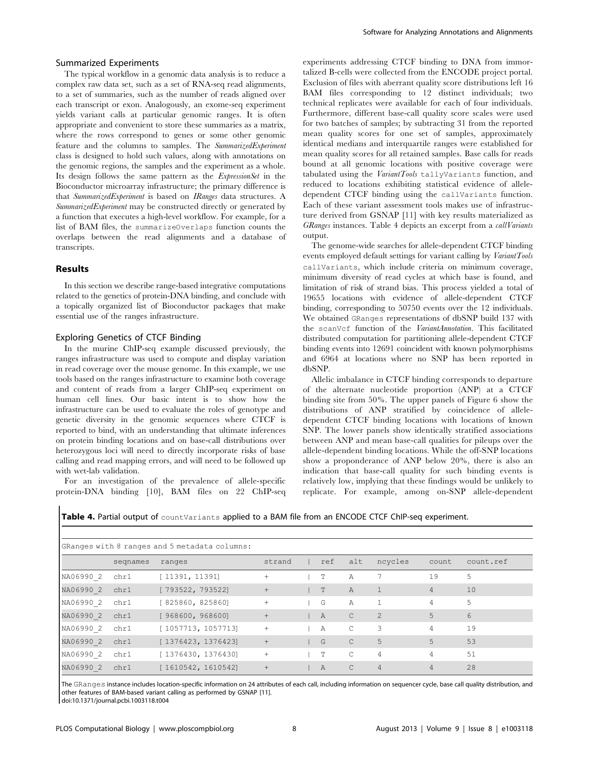### Summarized Experiments

The typical workflow in a genomic data analysis is to reduce a complex raw data set, such as a set of RNA-seq read alignments, to a set of summaries, such as the number of reads aligned over each transcript or exon. Analogously, an exome-seq experiment yields variant calls at particular genomic ranges. It is often appropriate and convenient to store these summaries as a matrix, where the rows correspond to genes or some other genomic feature and the columns to samples. The *SummarizedExperiment* class is designed to hold such values, along with annotations on the genomic regions, the samples and the experiment as a whole. Its design follows the same pattern as the *ExpressionSet* in the Bioconductor microarray infrastructure; the primary difference is that *SummarizedExperiment* is based on *IRanges* data structures. A *SummarizedExperiment* may be constructed directly or generated by a function that executes a high-level workflow. For example, for a list of BAM files, the `summarizeOverlaps` function counts the overlaps between the read alignments and a database of transcripts.

## Results

In this section we describe range-based integrative computations related to the genetics of protein-DNA binding, and conclude with a topically organized list of Bioconductor packages that make essential use of the ranges infrastructure.

### Exploring Genetics of CTCF Binding

In the murine ChIP-seq example discussed previously, the ranges infrastructure was used to compute and display variation in read coverage over the mouse genome. In this example, we use tools based on the ranges infrastructure to examine both coverage and content of reads from a larger ChIP-seq experiment on human cell lines. Our basic intent is to show how the infrastructure can be used to evaluate the roles of genotype and genetic diversity in the genomic sequences where CTCF is reported to bind, with an understanding that ultimate inferences on protein binding locations and on base-call distributions over heterozygous loci will need to directly incorporate risks of base calling and read mapping errors, and will need to be followed up with wet-lab validation.

For an investigation of the prevalence of allele-specific protein-DNA binding [10], BAM files on 22 ChIP-seq experiments addressing CTCF binding to DNA from immortalized B-cells were collected from the ENCODE project portal. Exclusion of files with aberrant quality score distributions left 16 BAM files corresponding to 12 distinct individuals; two technical replicates were available for each of four individuals. Furthermore, different base-call quality score scales were used for two batches of samples; by subtracting 31 from the reported mean quality scores for one set of samples, approximately identical medians and interquartile ranges were established for mean quality scores for all retained samples. Base calls for reads bound at all genomic locations with positive coverage were tabulated using the *VariantTools* `tallyVariants` function, and reduced to locations exhibiting statistical evidence of allele-dependent CTCF binding using the `callVariants` function. Each of these variant assessment tools makes use of infrastructure derived from GSNAP [11] with key results materialized as *GRanges* instances. Table 4 depicts an excerpt from a *callVariants* output.

The genome-wide searches for allele-dependent CTCF binding events employed default settings for variant calling by *VariantTools* `callVariants`, which include criteria on minimum coverage, minimum diversity of read cycles at which base is found, and limitation of risk of strand bias. This process yielded a total of 19655 locations with evidence of allele-dependent CTCF binding, corresponding to 50750 events over the 12 individuals. We obtained `GRanges` representations of dbSNP build 137 with the `scanVcf` function of the *VariantAnnotation*. This facilitated distributed computation for partitioning allele-dependent CTCF binding events into 12691 coincident with known polymorphisms and 6964 at locations where no SNP has been reported in dbSNP.

Allelic imbalance in CTCF binding corresponds to departure of the alternate nucleotide proportion (ANP) at a CTCF binding site from 50%. The upper panels of Figure 6 show the distributions of ANP stratified by coincidence of allele-dependent CTCF binding locations with locations of known SNP. The lower panels show identically stratified associations between ANP and mean base-call qualities for pileups over the allele-dependent binding locations. While the off-SNP locations show a preponderance of ANP below 20%, there is also an indication that base-call quality for such binding events is relatively low, implying that these findings would be unlikely to replicate. For example, among on-SNP allele-dependent

**Table 4.** Partial output of `countVariants` applied to a BAM file from an ENCODE CTCF ChIP-seq experiment.

GRanges with 8 ranges and 5 metadata columns:

| | seqnames | ranges | strand | \| | ref | alt | ncycles | count | count.ref |
|---|---|---|---|---|---|---|---|---|---|
| NA06990_2 | chr1 | [ 11391, 11391] | + | \| | T | A | 7 | 19 | 5 |
| NA06990_2 | chr1 | [ 793522, 793522] | + | \| | T | A | 1 | 4 | 10 |
| NA06990_2 | chr1 | [ 825860, 825860] | + | \| | G | A | 1 | 4 | 5 |
| NA06990_2 | chr1 | [ 968600, 968600] | + | \| | A | C | 2 | 5 | 6 |
| NA06990_2 | chr1 | [ 1057713, 1057713] | + | \| | A | C | 3 | 4 | 19 |
| NA06990_2 | chr1 | [ 1376423, 1376423] | + | \| | G | C | 5 | 5 | 53 |
| NA06990_2 | chr1 | [ 1376430, 1376430] | + | \| | T | C | 4 | 4 | 51 |
| NA06990_2 | chr1 | [ 1610542, 1610542] | + | \| | A | C | 4 | 4 | 28 |

The `GRanges` instance includes location-specific information on 24 attributes of each call, including information on sequencer cycle, base call quality distribution, and other features of BAM-based variant calling as performed by GSNAP [11].

doi:10.1371/journal.pcbi.1003118.t004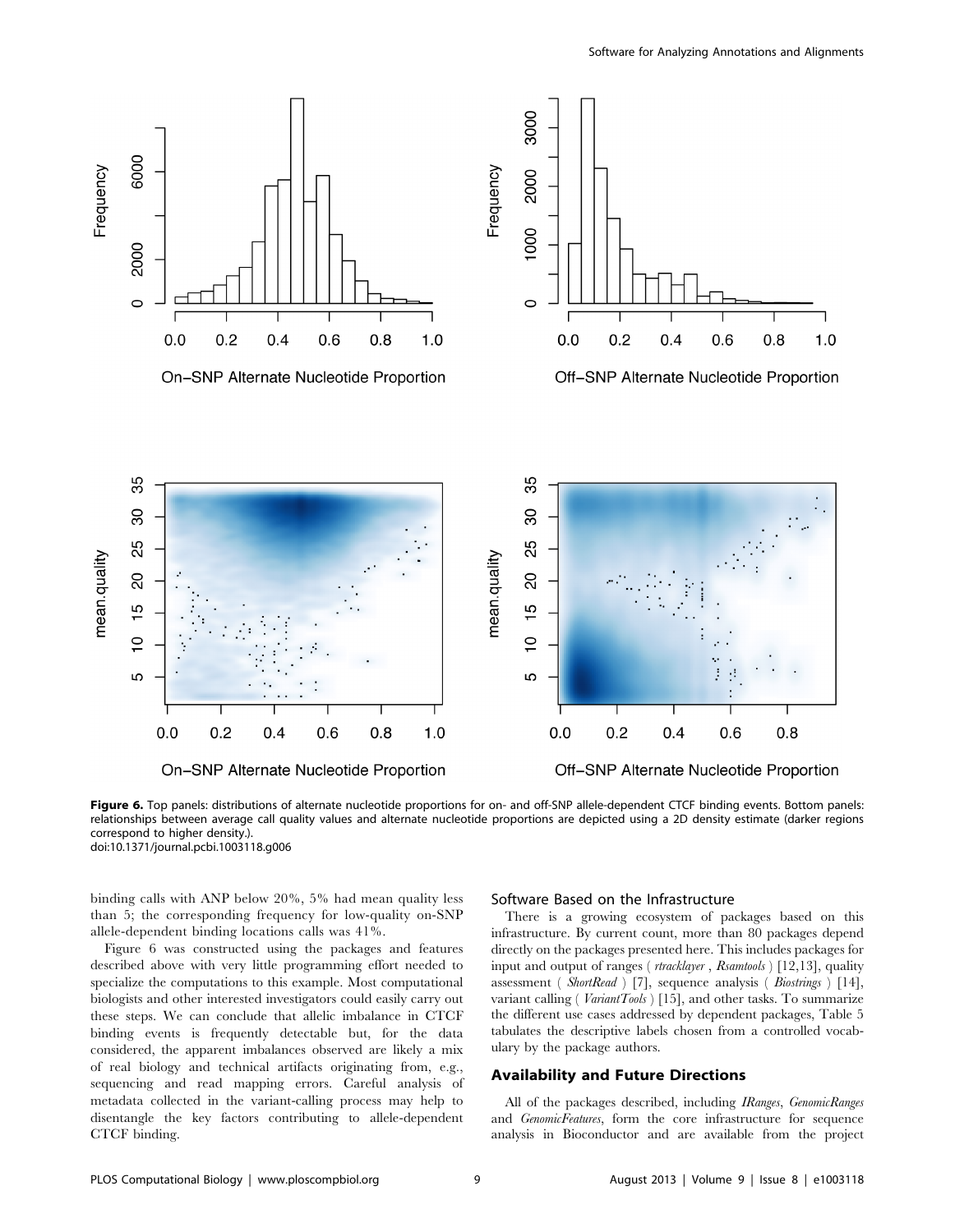**Figure 6.** Top panels: distributions of alternate nucleotide proportions for on- and off-SNP allele-dependent CTCF binding events. Bottom panels: relationships between average call quality values and alternate nucleotide proportions are depicted using a 2D density estimate (darker regions correspond to higher density.).
doi:10.1371/journal.pcbi.1003118.g006

binding calls with ANP below 20%, 5% had mean quality less than 5; the corresponding frequency for low-quality on-SNP allele-dependent binding locations calls was 41%.

Figure 6 was constructed using the packages and features described above with very little programming effort needed to specialize the computations to this example. Most computational biologists and other interested investigators could easily carry out these steps. We can conclude that allelic imbalance in CTCF binding events is frequently detectable but, for the data considered, the apparent imbalances observed are likely a mix of real biology and technical artifacts originating from, e.g., sequencing and read mapping errors. Careful analysis of metadata collected in the variant-calling process may help to disentangle the key factors contributing to allele-dependent CTCF binding.

### Software Based on the Infrastructure

There is a growing ecosystem of packages based on this infrastructure. By current count, more than 80 packages depend directly on the packages presented here. This includes packages for input and output of ranges ( *rtracklayer* , *Rsamtools* ) [12,13], quality assessment ( *ShortRead* ) [7], sequence analysis ( *Biostrings* ) [14], variant calling ( *VariantTools* ) [15], and other tasks. To summarize the different use cases addressed by dependent packages, Table 5 tabulates the descriptive labels chosen from a controlled vocabulary by the package authors.

## Availability and Future Directions

All of the packages described, including *IRanges*, *GenomicRanges* and *GenomicFeatures*, form the core infrastructure for sequence analysis in Bioconductor and are available from the project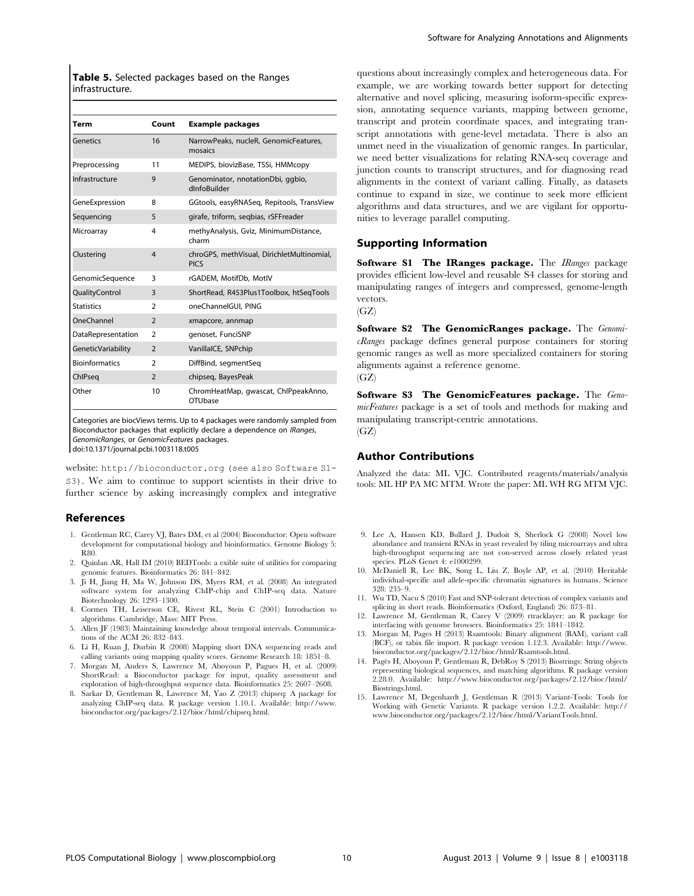**Table 5.** Selected packages based on the Ranges infrastructure.

| Term | Count | Example packages |
| --- | --- | --- |
| Genetics | 16 | NarrowPeaks, nucleR, GenomicFeatures, mosaics |
| Preprocessing | 11 | MEDIPS, biovizBase, TSSi, HMMcopy |
| Infrastructure | 9 | Genominator, nnotationDbi, ggbio, dInfoBuilder |
| GeneExpression | 8 | GGtools, easyRNASeq, Repitools, TransView |
| Sequencing | 5 | girafe, triform, seqbias, rSFFreader |
| Microarray | 4 | methyAnalysis, Gviz, MinimumDistance, charm |
| Clustering | 4 | chroGPS, methVisual, DirichletMultinomial, PICS |
| GenomicSequence | 3 | rGADEM, MotifDb, MotIV |
| QualityControl | 3 | ShortRead, R453Plus1Toolbox, htSeqTools |
| Statistics | 2 | oneChannelGUI, PING |
| OneChannel | 2 | xmapcore, annmap |
| DataRepresentation | 2 | genoset, FunciSNP |
| GeneticVariability | 2 | VanillaICE, SNPchip |
| Bioinformatics | 2 | DiffBind, segmentSeq |
| ChIPseq | 2 | chipseq, BayesPeak |
| Other | 10 | ChromHeatMap, gwascat, ChIPpeakAnno, OTUbase |

Categories are biocViews terms. Up to 4 packages were randomly sampled from Bioconductor packages that explicitly declare a dependence on *IRanges*, *GenomicRanges*, or *GenomicFeatures* packages.
doi:10.1371/journal.pcbi.1003118.t005

website: http://bioconductor.org (see also Software S1-S3). We aim to continue to support scientists in their drive to further science by asking increasingly complex and integrative questions about increasingly complex and heterogeneous data. For example, we are working towards better support for detecting alternative and novel splicing, measuring isoform-specific expression, annotating sequence variants, mapping between genome, transcript and protein coordinate spaces, and integrating transcript annotations with gene-level metadata. There is also an unmet need in the visualization of genomic ranges. In particular, we need better visualizations for relating RNA-seq coverage and junction counts to transcript structures, and for diagnosing read alignments in the context of variant calling. Finally, as datasets continue to expand in size, we continue to seek more efficient algorithms and data structures, and we are vigilant for opportunities to leverage parallel computing.

## Supporting Information

**Software S1 The IRanges package.** The *IRanges* package provides efficient low-level and reusable S4 classes for storing and manipulating ranges of integers and compressed, genome-length vectors.
(GZ)

**Software S2 The GenomicRanges package.** The *GenomicRanges* package defines general purpose containers for storing genomic ranges as well as more specialized containers for storing alignments against a reference genome.
(GZ)

**Software S3 The GenomicFeatures package.** The *GenomicFeatures* package is a set of tools and methods for making and manipulating transcript-centric annotations.
(GZ)

## Author Contributions

Analyzed the data: ML VJC. Contributed reagents/materials/analysis tools: ML HP PA MC MTM. Wrote the paper: ML WH RG MTM VJC.

## References

1. Gentleman RC, Carey VJ, Bates DM, et al (2004) Bioconductor: Open software development for computational biology and bioinformatics. Genome Biology 5: R80.
2. Quinlan AR, Hall IM (2010) BEDTools: a exible suite of utilities for comparing genomic features. Bioinformatics 26: 841–842.
3. Ji H, Jiang H, Ma W, Johnson DS, Myers RM, et al. (2008) An integrated software system for analyzing ChIP-chip and ChIP-seq data. Nature Biotechnology 26: 1293–1300.
4. Cormen TH, Leiserson CE, Rivest RL, Stein C (2001) Introduction to algorithms. Cambridge, Mass: MIT Press.
5. Allen JF (1983) Maintaining knowledge about temporal intervals. Communications of the ACM 26: 832–843.
6. Li H, Ruan J, Durbin R (2008) Mapping short DNA sequencing reads and calling variants using mapping quality scores. Genome Research 18: 1851–8.
7. Morgan M, Anders S, Lawrence M, Aboyoun P, Pagues H, et al. (2009) ShortRead: a Bioconductor package for input, quality assessment and exploration of high-throughput sequence data. Bioinformatics 25: 2607–2608.
8. Sarkar D, Gentleman R, Lawrence M, Yao Z (2013) chipseq: A package for analyzing ChIP-seq data. R package version 1.10.1. Available: http://www.bioconductor.org/packages/2.12/bioc/html/chipseq.html.
9. Lee A, Hansen KD, Bullard J, Dudoit S, Sherlock G (2008) Novel low abundance and transient RNAs in yeast revealed by tiling microarrays and ultra high-throughput sequencing are not con-served across closely related yeast species. PLoS Genet 4: e1000299.
10. McDaniell R, Lee BK, Song L, Liu Z, Boyle AP, et al. (2010) Heritable individual-specific and allele-specific chromatin signatures in humans. Science 328: 235–9.
11. Wu TD, Nacu S (2010) Fast and SNP-tolerant detection of complex variants and splicing in short reads. Bioinformatics (Oxford, England) 26: 873–81.
12. Lawrence M, Gentleman R, Carey V (2009) rtracklayer: an R package for interfacing with genome browsers. Bioinformatics 25: 1841–1842.
13. Morgan M, Pages H (2013) Rsamtools: Binary alignment (BAM), variant call (BCF), or tabix file import. R package version 1.12.3. Available: http://www.bioconductor.org/packages/2.12/bioc/html/Rsamtools.html.
14. Pagès H, Aboyoun P, Gentleman R, DebRoy S (2013) Biostrings: String objects representing biological sequences, and matching algorithms. R package version 2.28.0. Available: http://www.bioconductor.org/packages/2.12/bioc/html/Biostrings.html.
15. Lawrence M, Degenhardt J, Gentleman R (2013) Variant-Tools: Tools for Working with Genetic Variants. R package version 1.2.2. Available: http://www.bioconductor.org/packages/2.12/bioc/html/VariantTools.html.